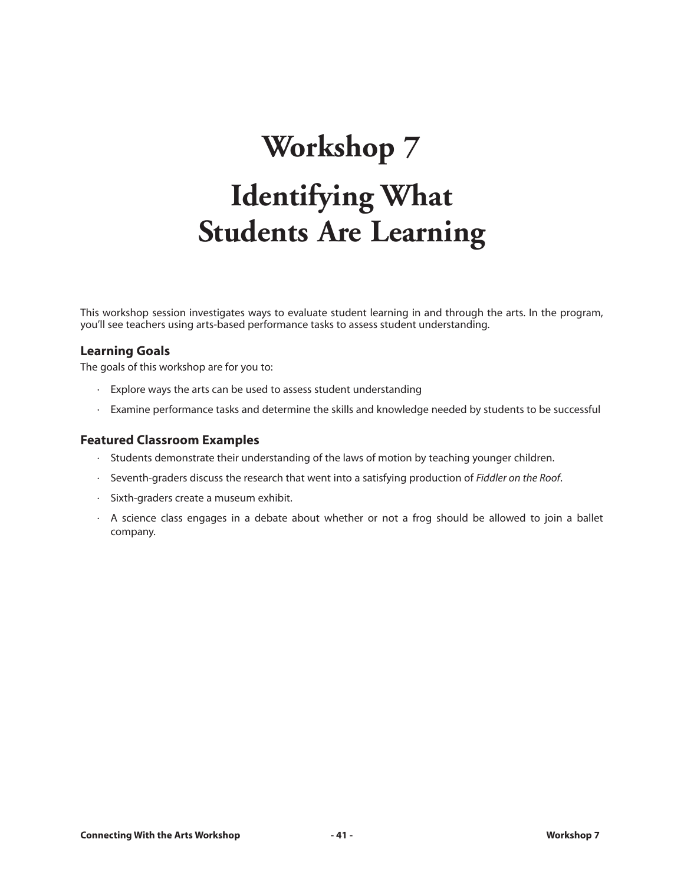# Workshop 7

# Identifying What Students Are Learning

This workshop session investigates ways to evaluate student learning in and through the arts. In the program, you'll see teachers using arts-based performance tasks to assess student understanding.

### Learning Goals

The goals of this workshop are for you to:

- Explore ways the arts can be used to assess student understanding
- Examine performance tasks and determine the skills and knowledge needed by students to be successful

### Featured Classroom Examples

- Students demonstrate their understanding of the laws of motion by teaching younger children.
- Seventh-graders discuss the research that went into a satisfying production of *Fiddler on the Roof*.
- Sixth-graders create a museum exhibit.
- A science class engages in a debate about whether or not a frog should be allowed to join a ballet company.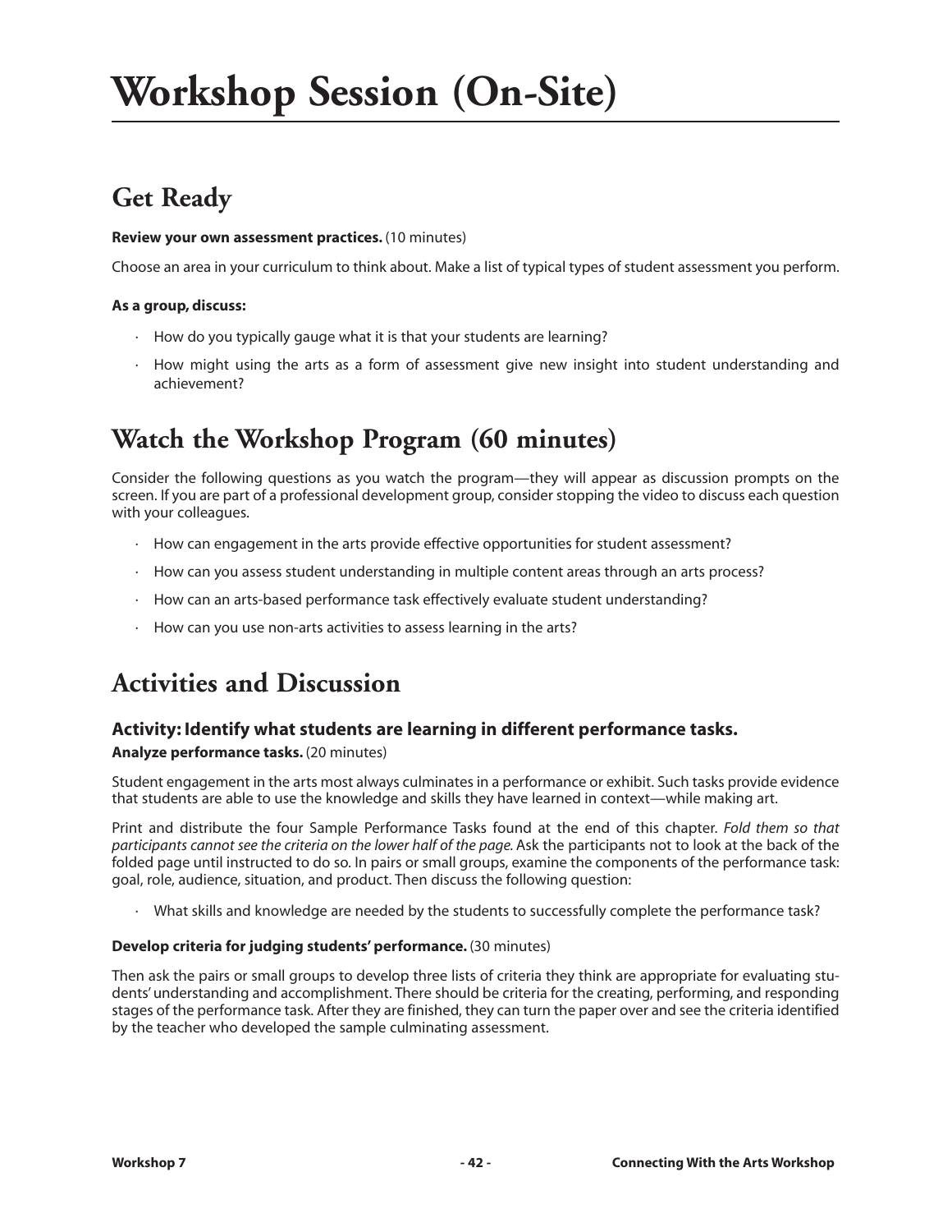# Workshop Session (On-Site)

## Get Ready

**Review your own assessment practices.** (10 minutes)

Choose an area in your curriculum to think about. Make a list of typical types of student assessment you perform.

**As a group, discuss:**

- How do you typically gauge what it is that your students are learning?
- How might using the arts as a form of assessment give new insight into student understanding and achievement?

## Watch the Workshop Program (60 minutes)

Consider the following questions as you watch the program—they will appear as discussion prompts on the screen. If you are part of a professional development group, consider stopping the video to discuss each question with your colleagues.

- How can engagement in the arts provide effective opportunities for student assessment?
- How can you assess student understanding in multiple content areas through an arts process?
- How can an arts-based performance task effectively evaluate student understanding?
- How can you use non-arts activities to assess learning in the arts?

## Activities and Discussion

### Activity: Identify what students are learning in different performance tasks.

**Analyze performance tasks.** (20 minutes)

Student engagement in the arts most always culminates in a performance or exhibit. Such tasks provide evidence that students are able to use the knowledge and skills they have learned in context—while making art.

Print and distribute the four Sample Performance Tasks found at the end of this chapter. *Fold them so that participants cannot see the criteria on the lower half of the page.* Ask the participants not to look at the back of the folded page until instructed to do so. In pairs or small groups, examine the components of the performance task: goal, role, audience, situation, and product. Then discuss the following question:

- What skills and knowledge are needed by the students to successfully complete the performance task?

**Develop criteria for judging students' performance.** (30 minutes)

Then ask the pairs or small groups to develop three lists of criteria they think are appropriate for evaluating students' understanding and accomplishment. There should be criteria for the creating, performing, and responding stages of the performance task. After they are finished, they can turn the paper over and see the criteria identified by the teacher who developed the sample culminating assessment.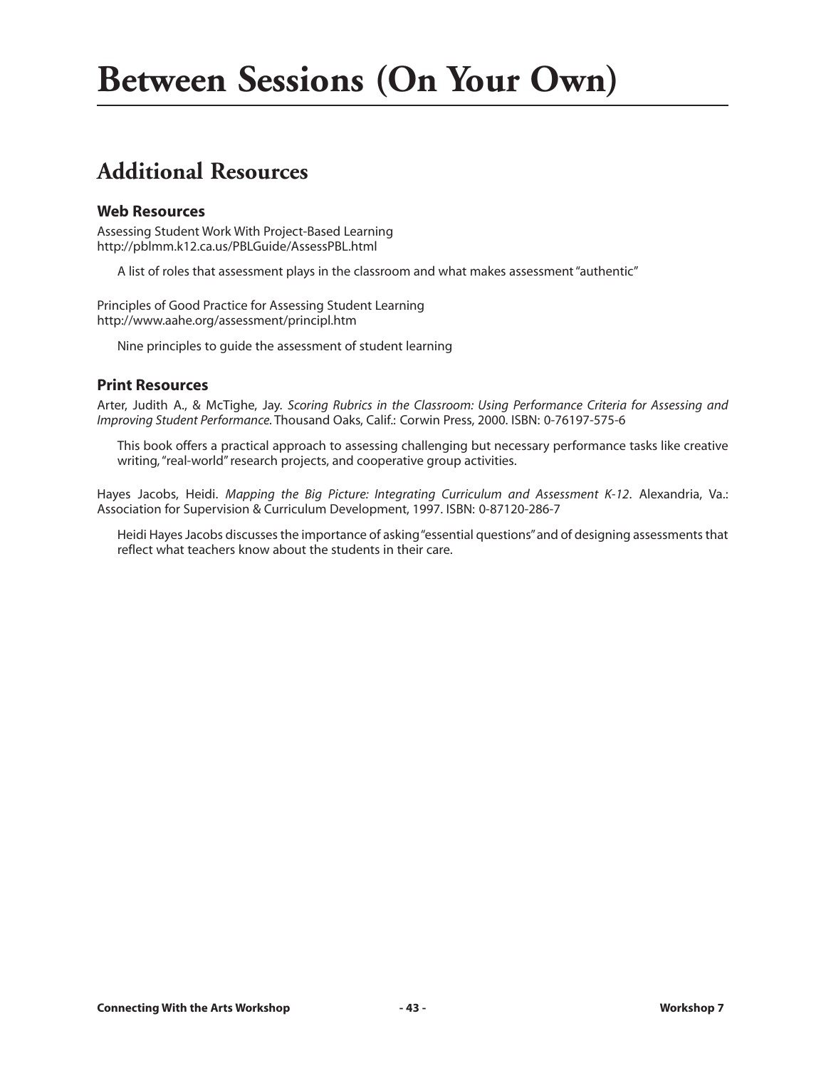# Between Sessions (On Your Own)

## Additional Resources

### Web Resources

Assessing Student Work With Project-Based Learning
http://pblmm.k12.ca.us/PBLGuide/AssessPBL.html

A list of roles that assessment plays in the classroom and what makes assessment "authentic"

Principles of Good Practice for Assessing Student Learning
http://www.aahe.org/assessment/principl.htm

Nine principles to guide the assessment of student learning

### Print Resources

Arter, Judith A., & McTighe, Jay. *Scoring Rubrics in the Classroom: Using Performance Criteria for Assessing and Improving Student Performance.* Thousand Oaks, Calif.: Corwin Press, 2000. ISBN: 0-76197-575-6

This book offers a practical approach to assessing challenging but necessary performance tasks like creative writing, "real-world" research projects, and cooperative group activities.

Hayes Jacobs, Heidi. *Mapping the Big Picture: Integrating Curriculum and Assessment K-12*. Alexandria, Va.: Association for Supervision & Curriculum Development, 1997. ISBN: 0-87120-286-7

Heidi Hayes Jacobs discusses the importance of asking "essential questions" and of designing assessments that reflect what teachers know about the students in their care.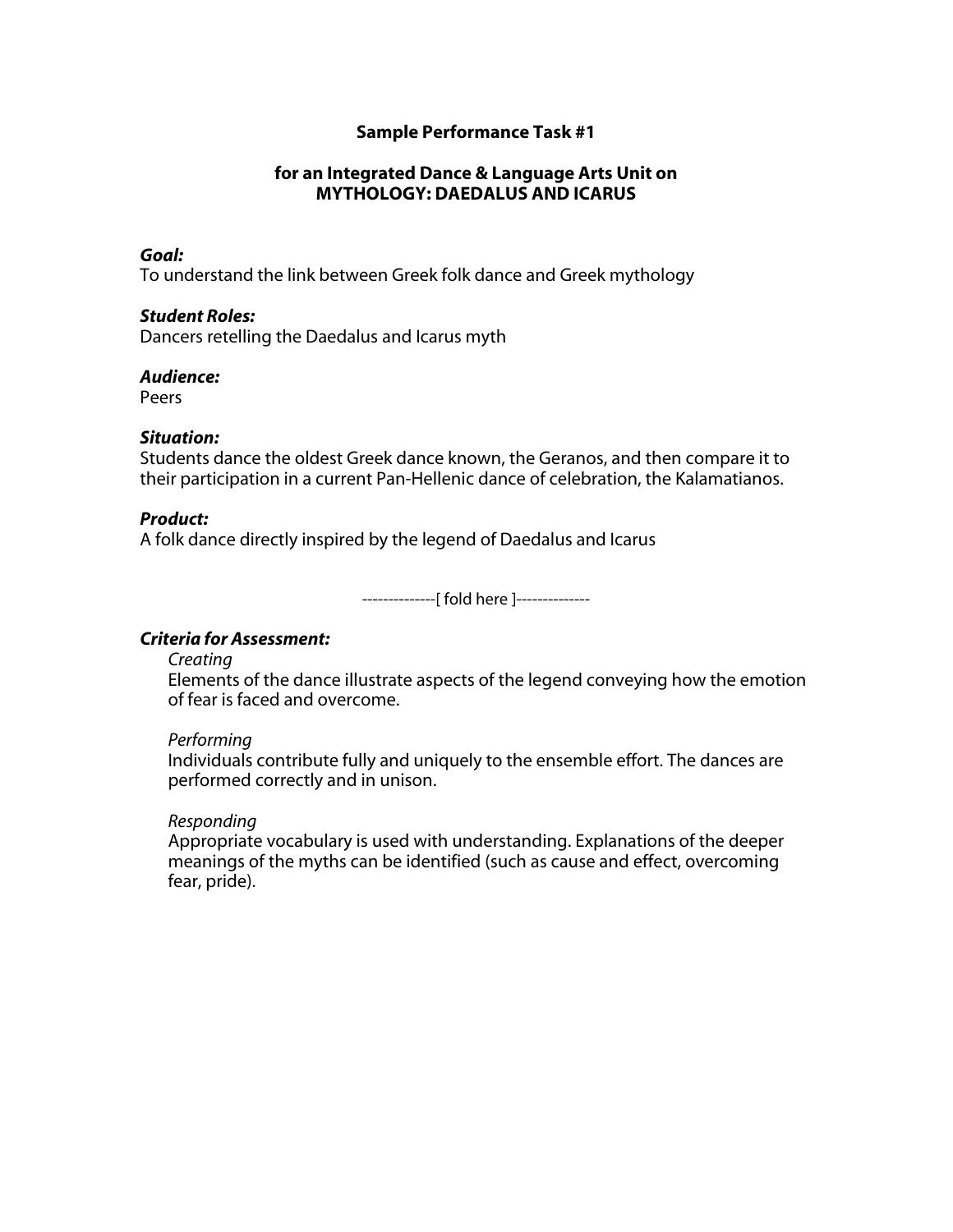**Sample Performance Task #1**

**for an Integrated Dance & Language Arts Unit on MYTHOLOGY: DAEDALUS AND ICARUS**

***Goal:***
To understand the link between Greek folk dance and Greek mythology

***Student Roles:***
Dancers retelling the Daedalus and Icarus myth

***Audience:***
Peers

***Situation:***
Students dance the oldest Greek dance known, the Geranos, and then compare it to their participation in a current Pan-Hellenic dance of celebration, the Kalamatianos.

***Product:***
A folk dance directly inspired by the legend of Daedalus and Icarus

--------------[ fold here ]--------------

***Criteria for Assessment:***

*Creating*
Elements of the dance illustrate aspects of the legend conveying how the emotion of fear is faced and overcome.

*Performing*
Individuals contribute fully and uniquely to the ensemble effort. The dances are performed correctly and in unison.

*Responding*
Appropriate vocabulary is used with understanding. Explanations of the deeper meanings of the myths can be identified (such as cause and effect, overcoming fear, pride).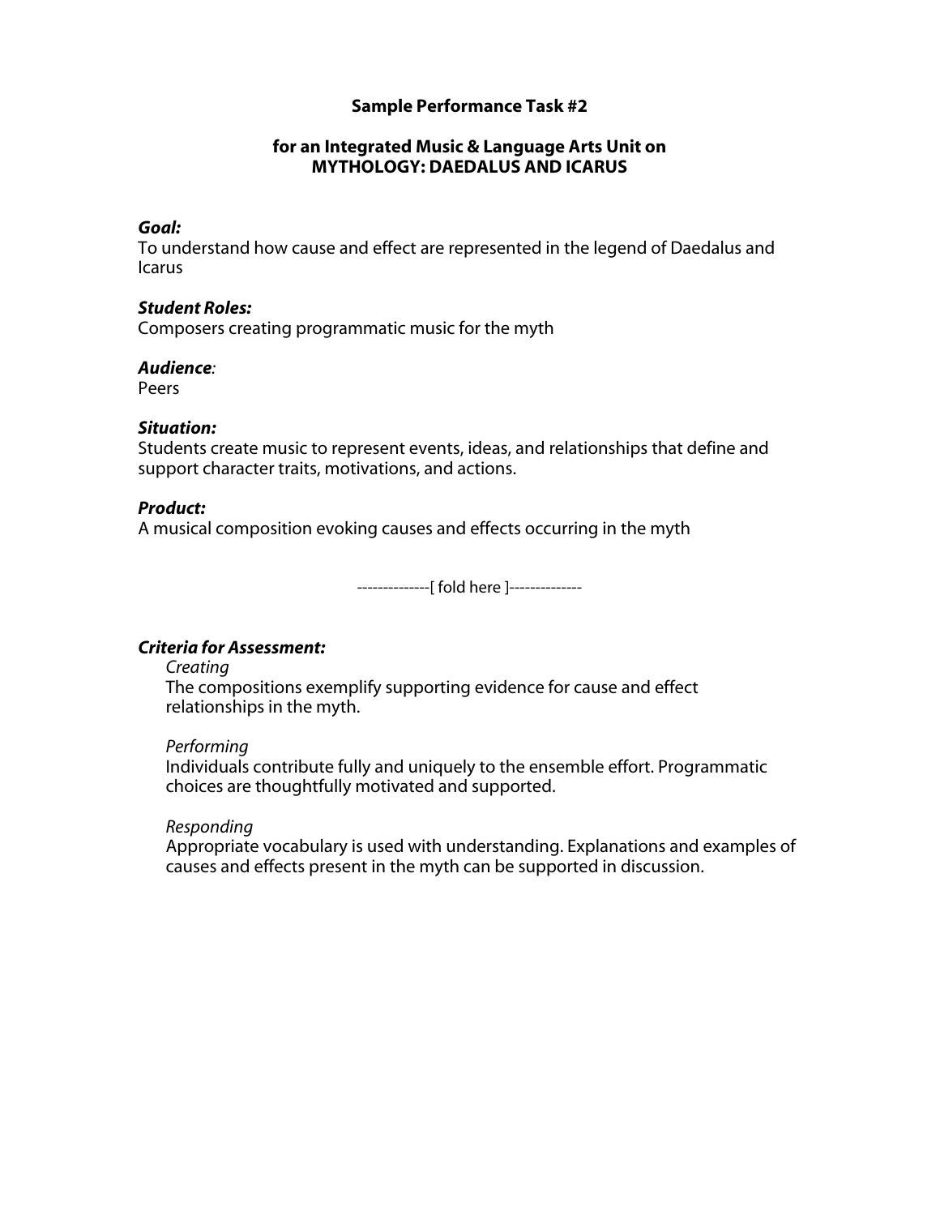# Sample Performance Task #2

## for an Integrated Music & Language Arts Unit on MYTHOLOGY: DAEDALUS AND ICARUS

***Goal:***
To understand how cause and effect are represented in the legend of Daedalus and Icarus

***Student Roles:***
Composers creating programmatic music for the myth

***Audience:***
Peers

***Situation:***
Students create music to represent events, ideas, and relationships that define and support character traits, motivations, and actions.

***Product:***
A musical composition evoking causes and effects occurring in the myth

--------------[ fold here ]--------------

***Criteria for Assessment:***

*Creating*
The compositions exemplify supporting evidence for cause and effect relationships in the myth.

*Performing*
Individuals contribute fully and uniquely to the ensemble effort. Programmatic choices are thoughtfully motivated and supported.

*Responding*
Appropriate vocabulary is used with understanding. Explanations and examples of causes and effects present in the myth can be supported in discussion.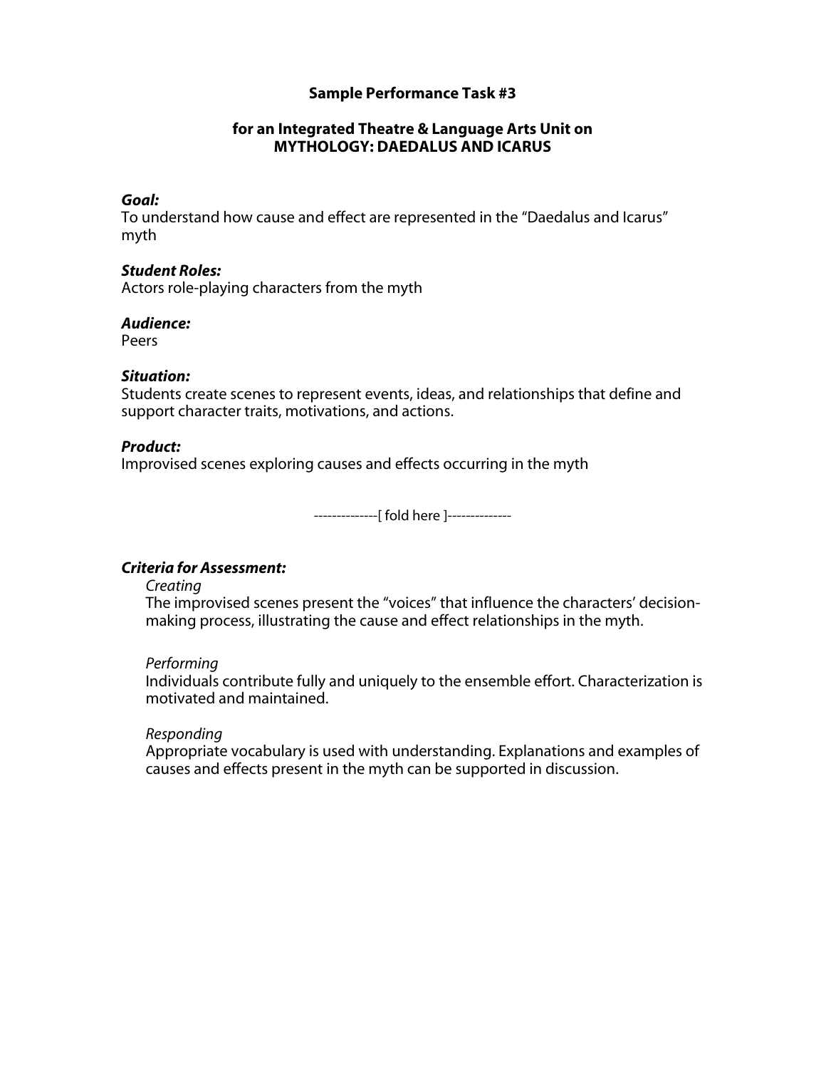## Sample Performance Task #3

### for an Integrated Theatre & Language Arts Unit on MYTHOLOGY: DAEDALUS AND ICARUS

***Goal:***
To understand how cause and effect are represented in the "Daedalus and Icarus" myth

***Student Roles:***
Actors role-playing characters from the myth

***Audience:***
Peers

***Situation:***
Students create scenes to represent events, ideas, and relationships that define and support character traits, motivations, and actions.

***Product:***
Improvised scenes exploring causes and effects occurring in the myth

--------------[ fold here ]--------------

***Criteria for Assessment:***

*Creating*
The improvised scenes present the "voices" that influence the characters' decision-making process, illustrating the cause and effect relationships in the myth.

*Performing*
Individuals contribute fully and uniquely to the ensemble effort. Characterization is motivated and maintained.

*Responding*
Appropriate vocabulary is used with understanding. Explanations and examples of causes and effects present in the myth can be supported in discussion.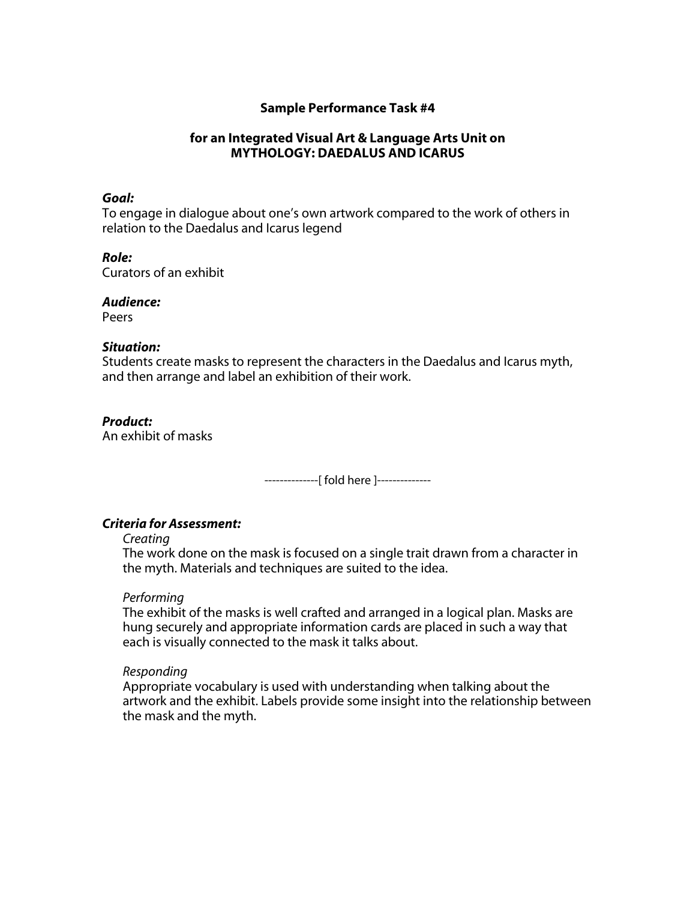## Sample Performance Task #4

## for an Integrated Visual Art & Language Arts Unit on MYTHOLOGY: DAEDALUS AND ICARUS

***Goal:***
To engage in dialogue about one's own artwork compared to the work of others in relation to the Daedalus and Icarus legend

***Role:***
Curators of an exhibit

***Audience:***
Peers

***Situation:***
Students create masks to represent the characters in the Daedalus and Icarus myth, and then arrange and label an exhibition of their work.

***Product:***
An exhibit of masks

--------------[ fold here ]--------------

***Criteria for Assessment:***

*Creating*
The work done on the mask is focused on a single trait drawn from a character in the myth. Materials and techniques are suited to the idea.

*Performing*
The exhibit of the masks is well crafted and arranged in a logical plan. Masks are hung securely and appropriate information cards are placed in such a way that each is visually connected to the mask it talks about.

*Responding*
Appropriate vocabulary is used with understanding when talking about the artwork and the exhibit. Labels provide some insight into the relationship between the mask and the myth.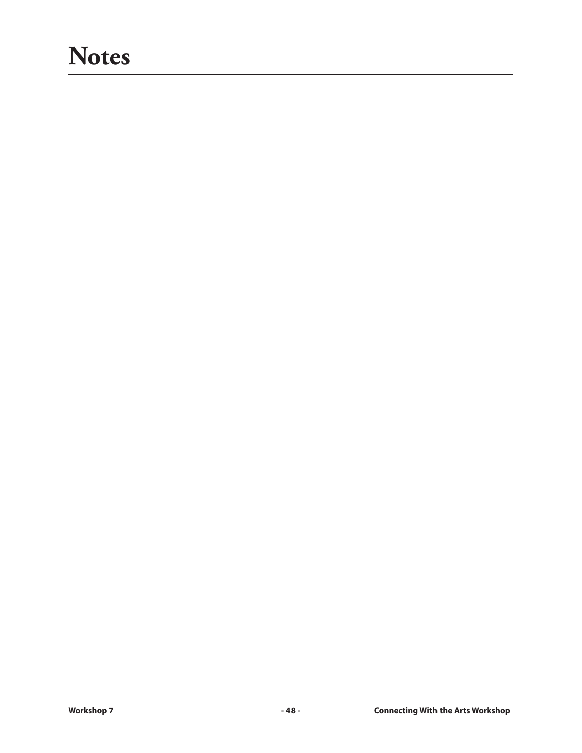# Notes